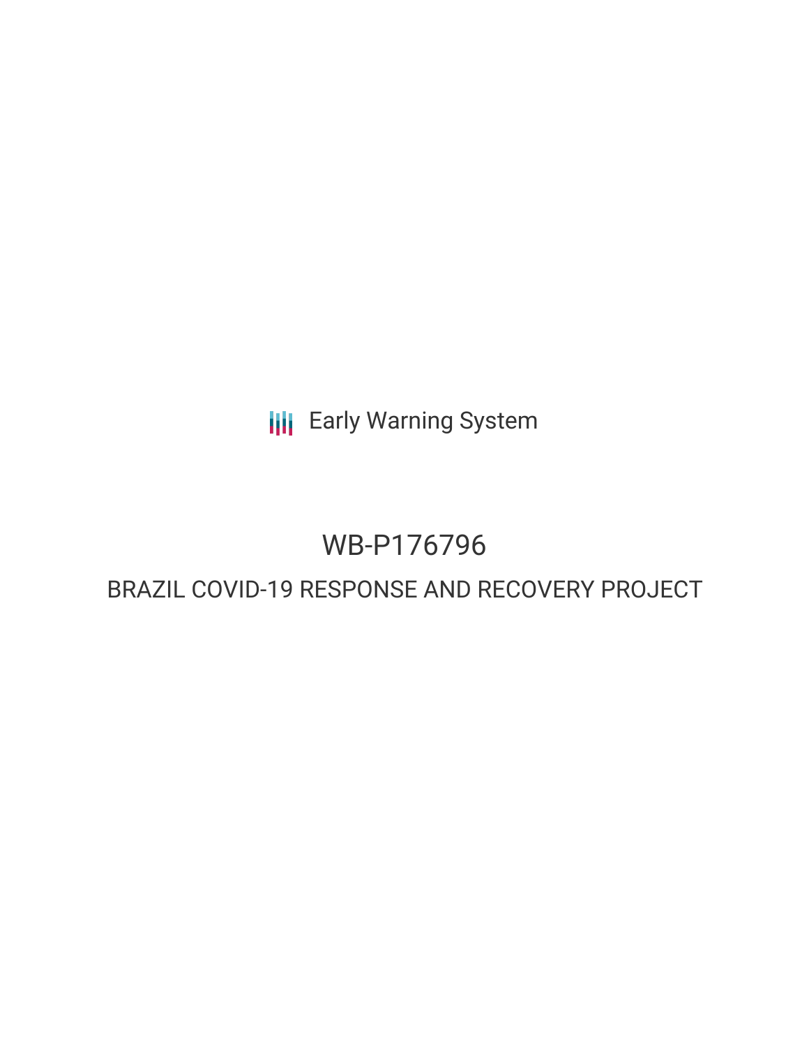Early Warning System

# WB-P176796

## BRAZIL COVID-19 RESPONSE AND RECOVERY PROJECT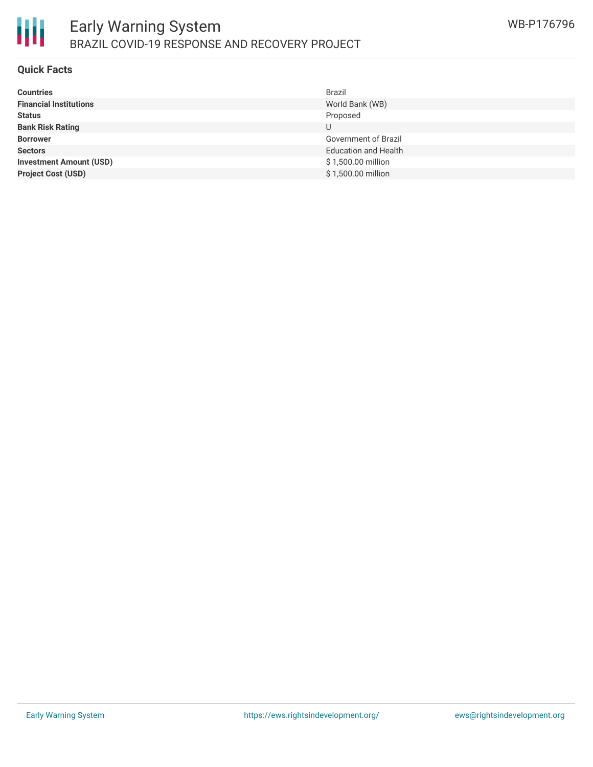## Quick Facts

| | |
|---|---|
| **Countries** | Brazil |
| **Financial Institutions** | World Bank (WB) |
| **Status** | Proposed |
| **Bank Risk Rating** | U |
| **Borrower** | Government of Brazil |
| **Sectors** | Education and Health |
| **Investment Amount (USD)** | $ 1,500.00 million |
| **Project Cost (USD)** | $ 1,500.00 million |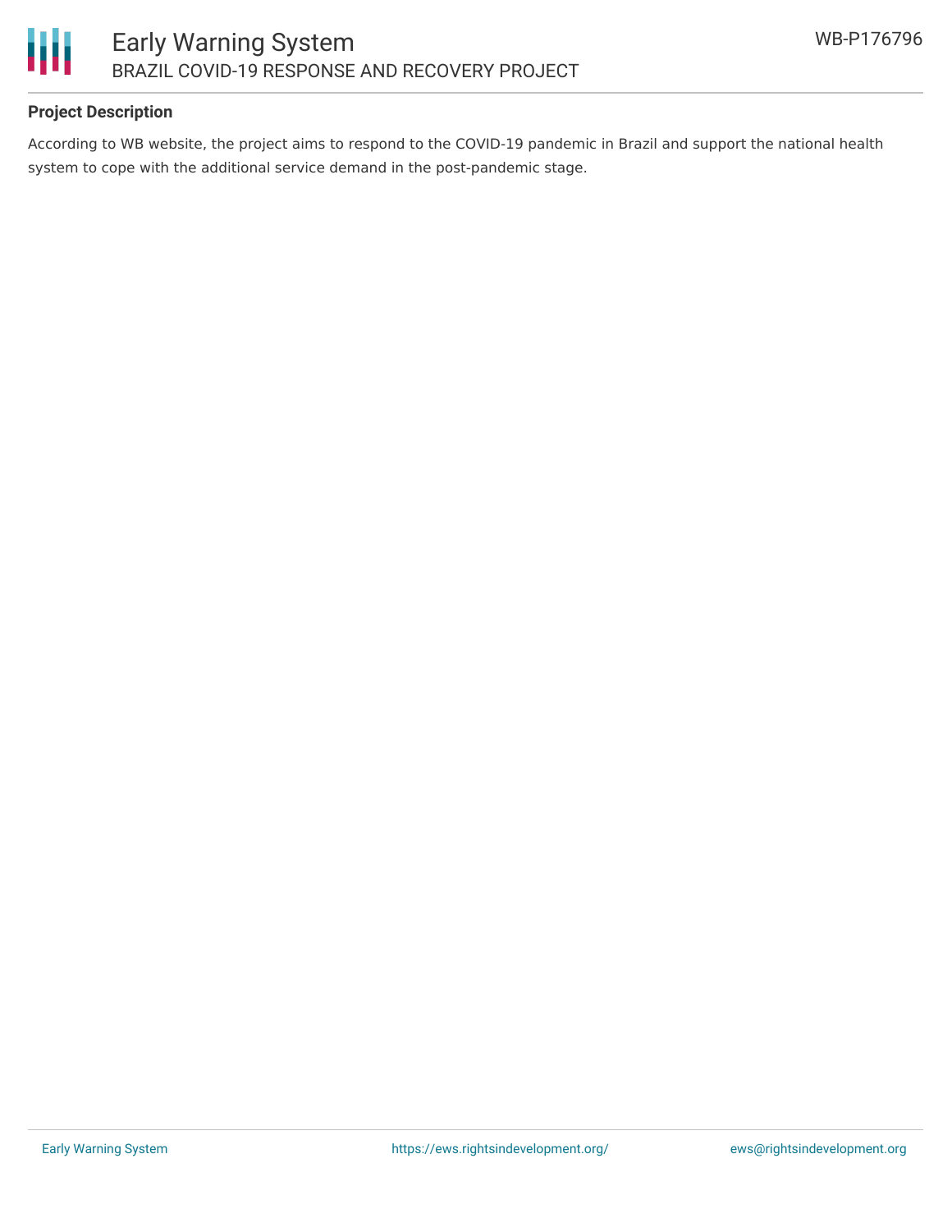### Project Description

According to WB website, the project aims to respond to the COVID-19 pandemic in Brazil and support the national health system to cope with the additional service demand in the post-pandemic stage.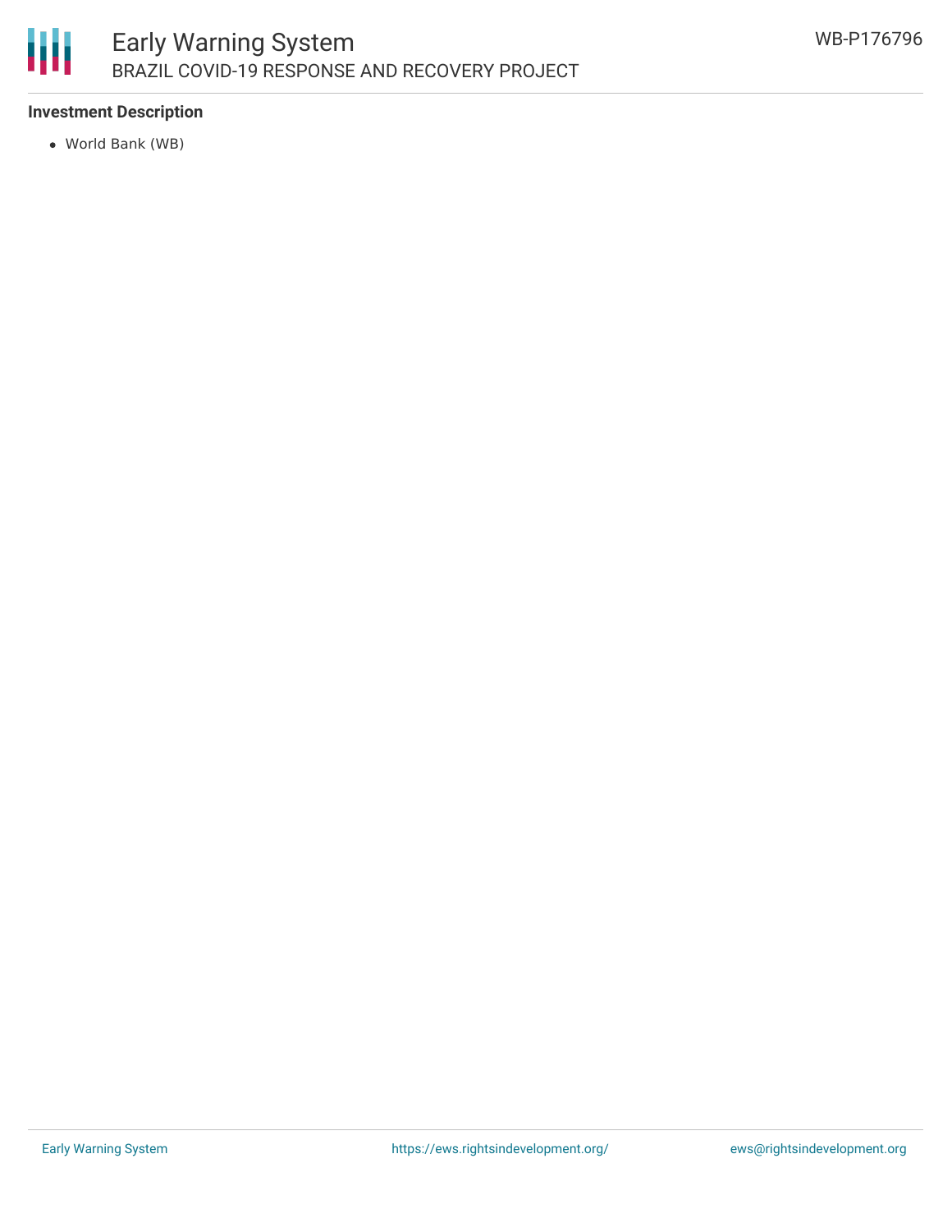**Investment Description**

- World Bank (WB)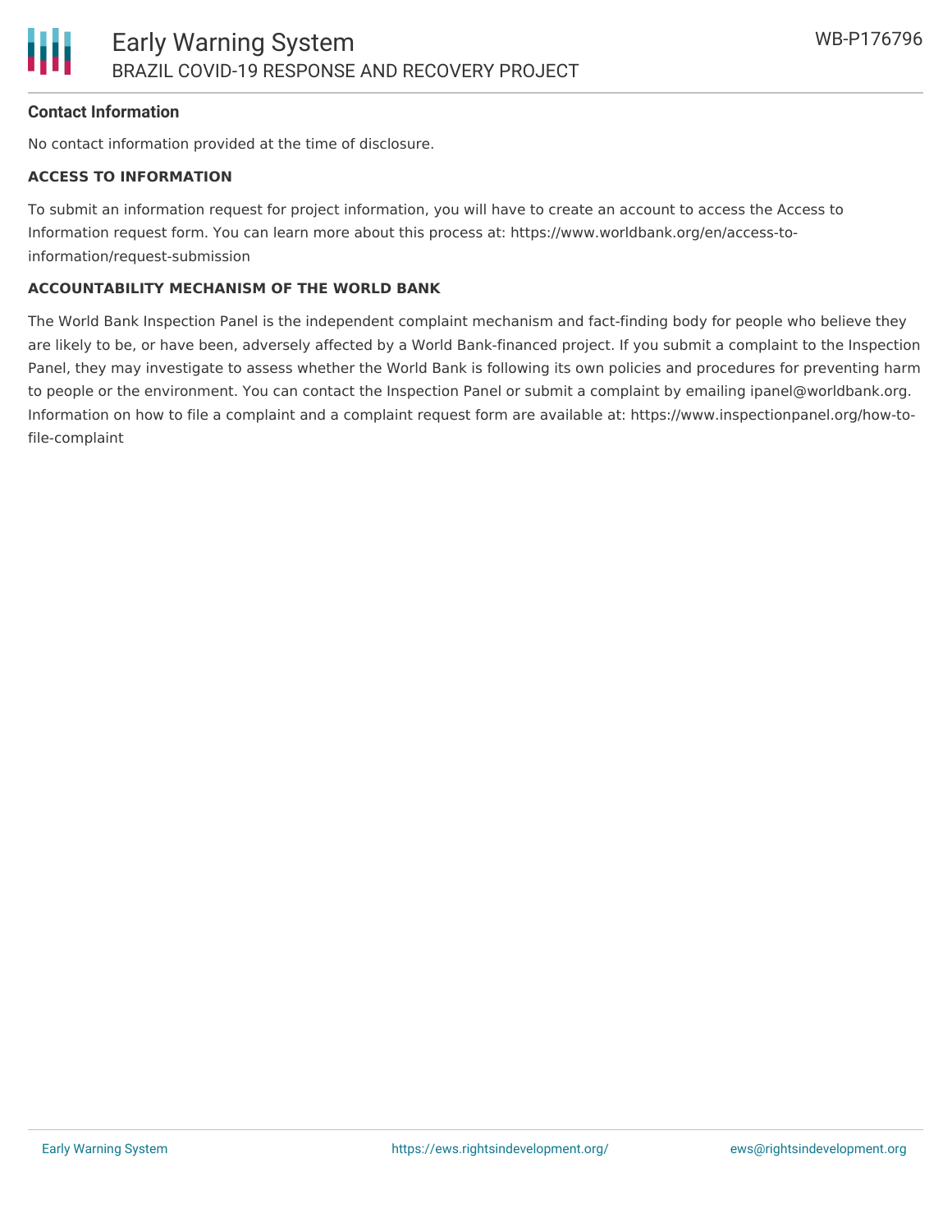## Contact Information

No contact information provided at the time of disclosure.

### ACCESS TO INFORMATION

To submit an information request for project information, you will have to create an account to access the Access to Information request form. You can learn more about this process at: https://www.worldbank.org/en/access-to-information/request-submission

### ACCOUNTABILITY MECHANISM OF THE WORLD BANK

The World Bank Inspection Panel is the independent complaint mechanism and fact-finding body for people who believe they are likely to be, or have been, adversely affected by a World Bank-financed project. If you submit a complaint to the Inspection Panel, they may investigate to assess whether the World Bank is following its own policies and procedures for preventing harm to people or the environment. You can contact the Inspection Panel or submit a complaint by emailing ipanel@worldbank.org. Information on how to file a complaint and a complaint request form are available at: https://www.inspectionpanel.org/how-to-file-complaint